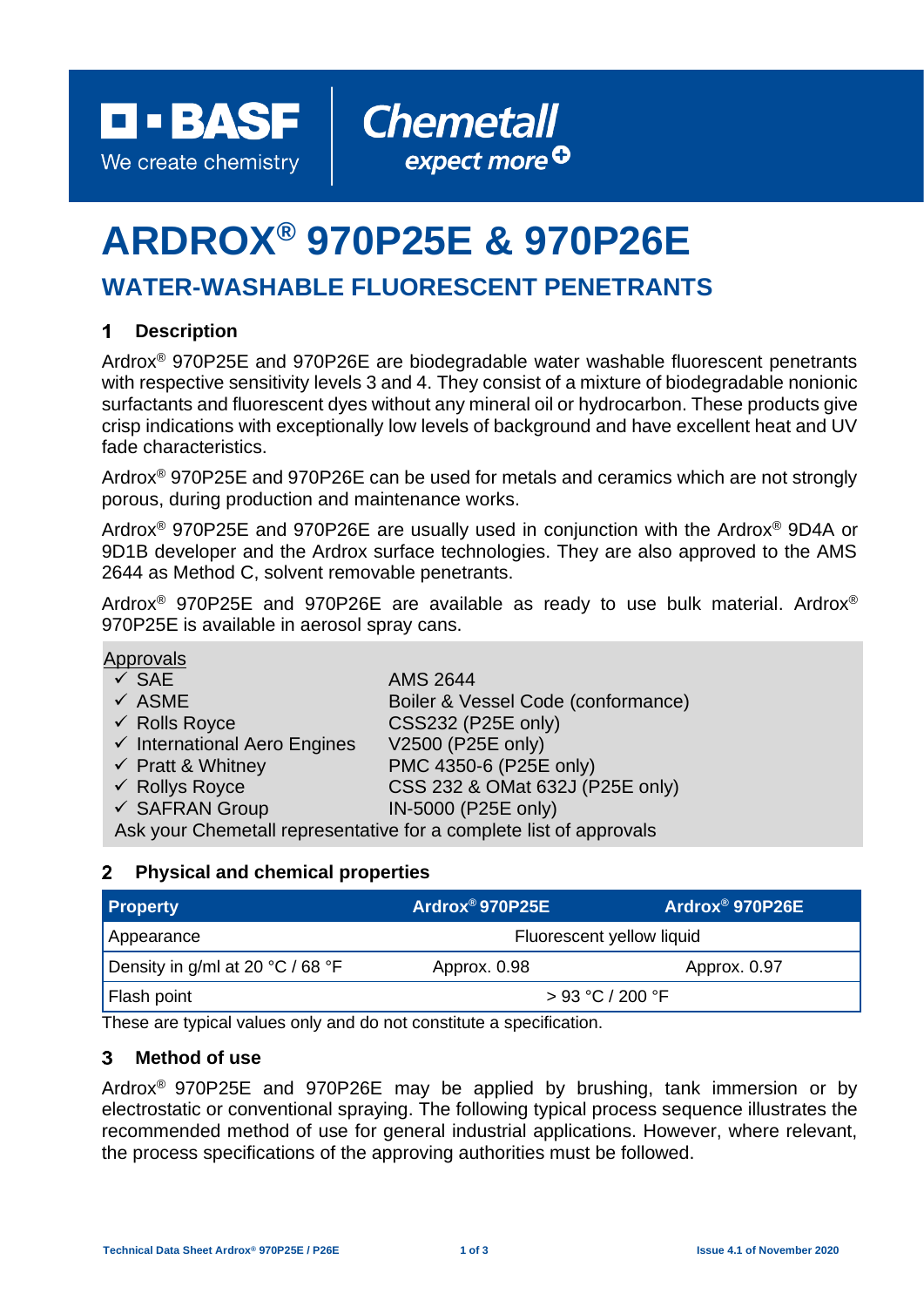BASF We create chemistry | Chemetall expect more

# ARDROX® 970P25E & 970P26E

## WATER-WASHABLE FLUORESCENT PENETRANTS

### 1 Description

Ardrox® 970P25E and 970P26E are biodegradable water washable fluorescent penetrants with respective sensitivity levels 3 and 4. They consist of a mixture of biodegradable nonionic surfactants and fluorescent dyes without any mineral oil or hydrocarbon. These products give crisp indications with exceptionally low levels of background and have excellent heat and UV fade characteristics.

Ardrox® 970P25E and 970P26E can be used for metals and ceramics which are not strongly porous, during production and maintenance works.

Ardrox® 970P25E and 970P26E are usually used in conjunction with the Ardrox® 9D4A or 9D1B developer and the Ardrox surface technologies. They are also approved to the AMS 2644 as Method C, solvent removable penetrants.

Ardrox® 970P25E and 970P26E are available as ready to use bulk material. Ardrox® 970P25E is available in aerosol spray cans.

Approvals

- ✓ SAE — AMS 2644
- ✓ ASME — Boiler & Vessel Code (conformance)
- ✓ Rolls Royce — CSS232 (P25E only)
- ✓ International Aero Engines — V2500 (P25E only)
- ✓ Pratt & Whitney — PMC 4350-6 (P25E only)
- ✓ Rollys Royce — CSS 232 & OMat 632J (P25E only)
- ✓ SAFRAN Group — IN-5000 (P25E only)

Ask your Chemetall representative for a complete list of approvals

### 2 Physical and chemical properties

| Property | Ardrox® 970P25E | Ardrox® 970P26E |
|---|---|---|
| Appearance | Fluorescent yellow liquid | |
| Density in g/ml at 20 °C / 68 °F | Approx. 0.98 | Approx. 0.97 |
| Flash point | > 93 °C / 200 °F | |

These are typical values only and do not constitute a specification.

### 3 Method of use

Ardrox® 970P25E and 970P26E may be applied by brushing, tank immersion or by electrostatic or conventional spraying. The following typical process sequence illustrates the recommended method of use for general industrial applications. However, where relevant, the process specifications of the approving authorities must be followed.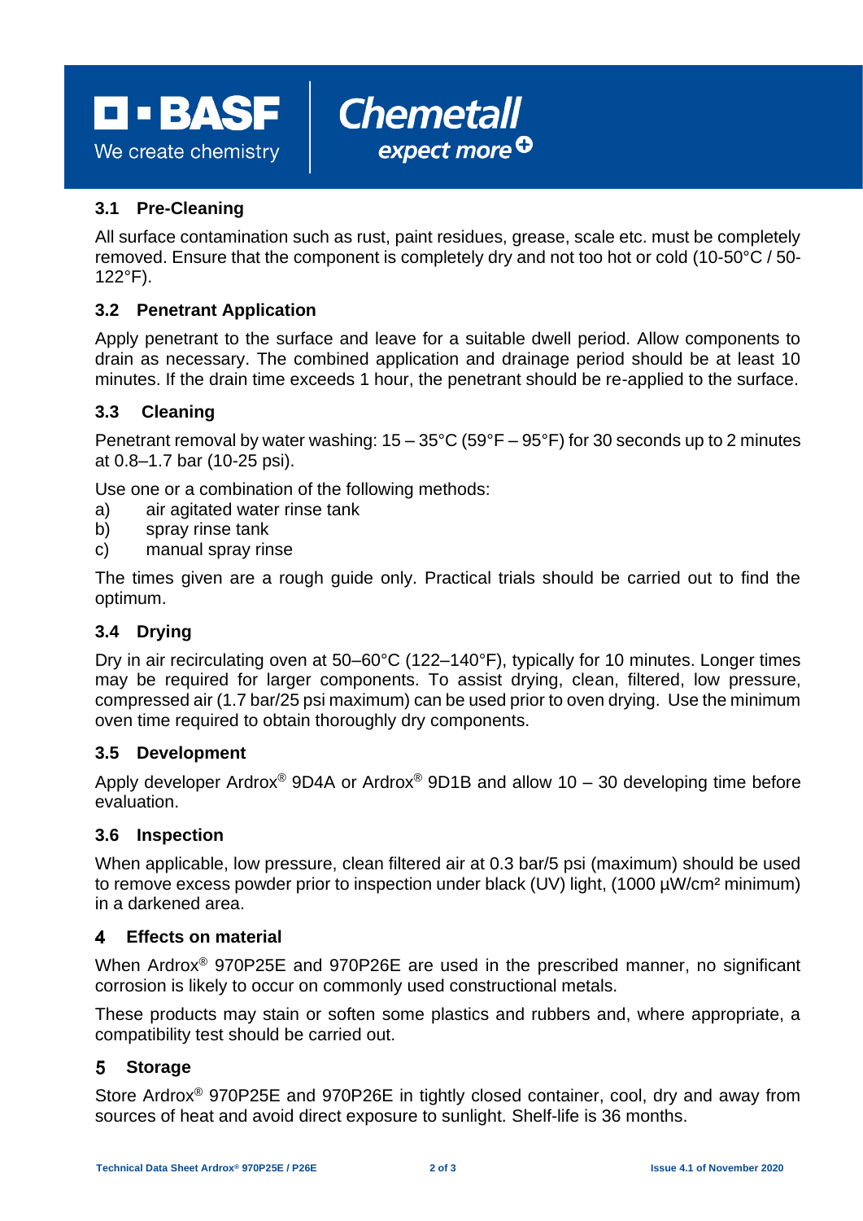### 3.1 Pre-Cleaning

All surface contamination such as rust, paint residues, grease, scale etc. must be completely removed. Ensure that the component is completely dry and not too hot or cold (10-50°C / 50-122°F).

### 3.2 Penetrant Application

Apply penetrant to the surface and leave for a suitable dwell period. Allow components to drain as necessary. The combined application and drainage period should be at least 10 minutes. If the drain time exceeds 1 hour, the penetrant should be re-applied to the surface.

### 3.3 Cleaning

Penetrant removal by water washing: 15 – 35°C (59°F – 95°F) for 30 seconds up to 2 minutes at 0.8–1.7 bar (10-25 psi).

Use one or a combination of the following methods:

a) air agitated water rinse tank
b) spray rinse tank
c) manual spray rinse

The times given are a rough guide only. Practical trials should be carried out to find the optimum.

### 3.4 Drying

Dry in air recirculating oven at 50–60°C (122–140°F), typically for 10 minutes. Longer times may be required for larger components. To assist drying, clean, filtered, low pressure, compressed air (1.7 bar/25 psi maximum) can be used prior to oven drying. Use the minimum oven time required to obtain thoroughly dry components.

### 3.5 Development

Apply developer Ardrox® 9D4A or Ardrox® 9D1B and allow 10 – 30 developing time before evaluation.

### 3.6 Inspection

When applicable, low pressure, clean filtered air at 0.3 bar/5 psi (maximum) should be used to remove excess powder prior to inspection under black (UV) light, (1000 µW/cm² minimum) in a darkened area.

## 4 Effects on material

When Ardrox® 970P25E and 970P26E are used in the prescribed manner, no significant corrosion is likely to occur on commonly used constructional metals.

These products may stain or soften some plastics and rubbers and, where appropriate, a compatibility test should be carried out.

## 5 Storage

Store Ardrox® 970P25E and 970P26E in tightly closed container, cool, dry and away from sources of heat and avoid direct exposure to sunlight. Shelf-life is 36 months.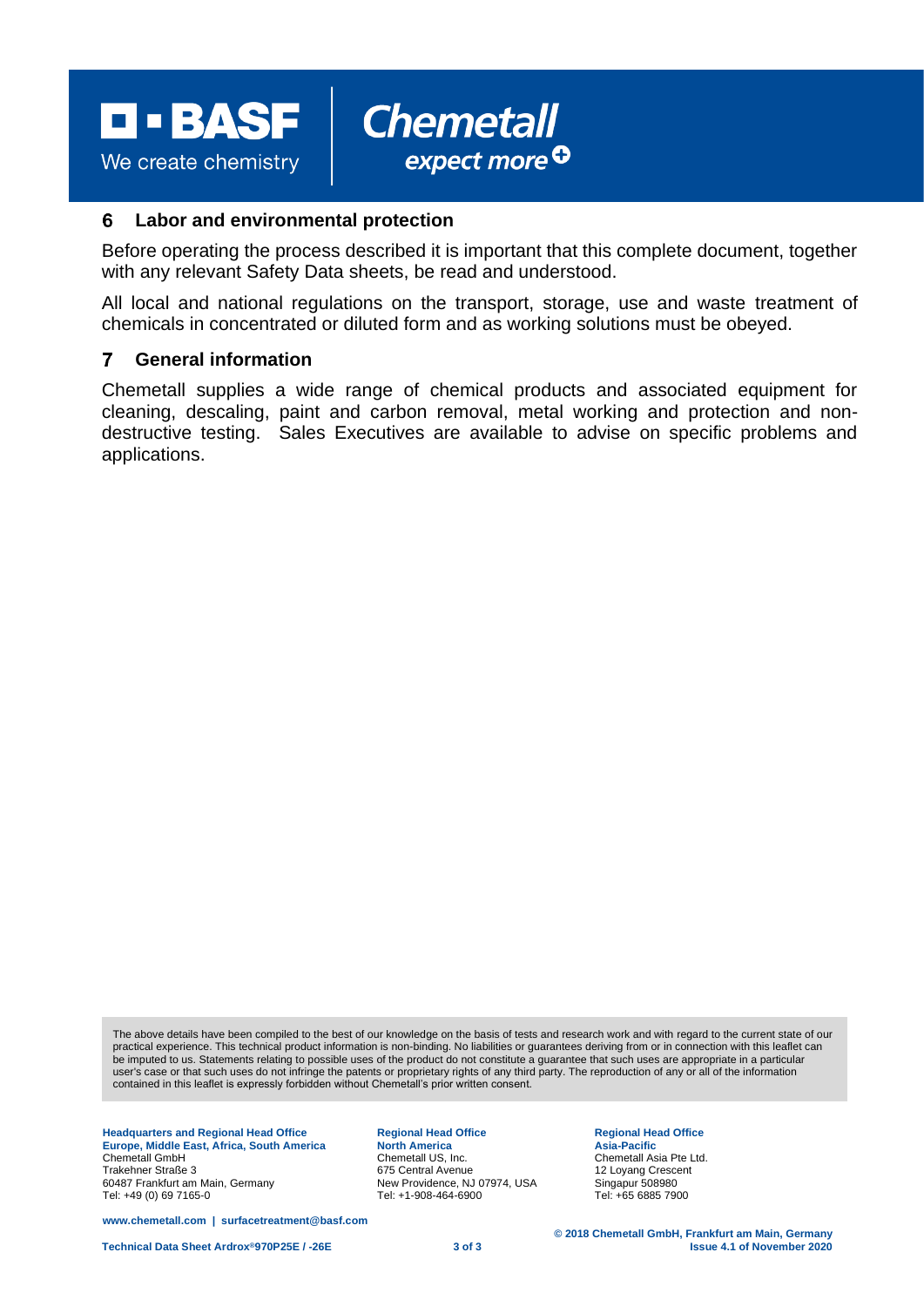## 6 Labor and environmental protection

Before operating the process described it is important that this complete document, together with any relevant Safety Data sheets, be read and understood.

All local and national regulations on the transport, storage, use and waste treatment of chemicals in concentrated or diluted form and as working solutions must be obeyed.

## 7 General information

Chemetall supplies a wide range of chemical products and associated equipment for cleaning, descaling, paint and carbon removal, metal working and protection and non-destructive testing. Sales Executives are available to advise on specific problems and applications.

The above details have been compiled to the best of our knowledge on the basis of tests and research work and with regard to the current state of our practical experience. This technical product information is non-binding. No liabilities or guarantees deriving from or in connection with this leaflet can be imputed to us. Statements relating to possible uses of the product do not constitute a guarantee that such uses are appropriate in a particular user's case or that such uses do not infringe the patents or proprietary rights of any third party. The reproduction of any or all of the information contained in this leaflet is expressly forbidden without Chemetall's prior written consent.

**Headquarters and Regional Head Office**
**Europe, Middle East, Africa, South America**
Chemetall GmbH
Trakehner Straße 3
60487 Frankfurt am Main, Germany
Tel: +49 (0) 69 7165-0

**Regional Head Office**
**North America**
Chemetall US, Inc.
675 Central Avenue
New Providence, NJ 07974, USA
Tel: +1-908-464-6900

**Regional Head Office**
**Asia-Pacific**
Chemetall Asia Pte Ltd.
12 Loyang Crescent
Singapur 508980
Tel: +65 6885 7900

**www.chemetall.com | surfacetreatment@basf.com**

**Technical Data Sheet Ardrox®970P25E / -26E**

**© 2018 Chemetall GmbH, Frankfurt am Main, Germany**
**Issue 4.1 of November 2020**